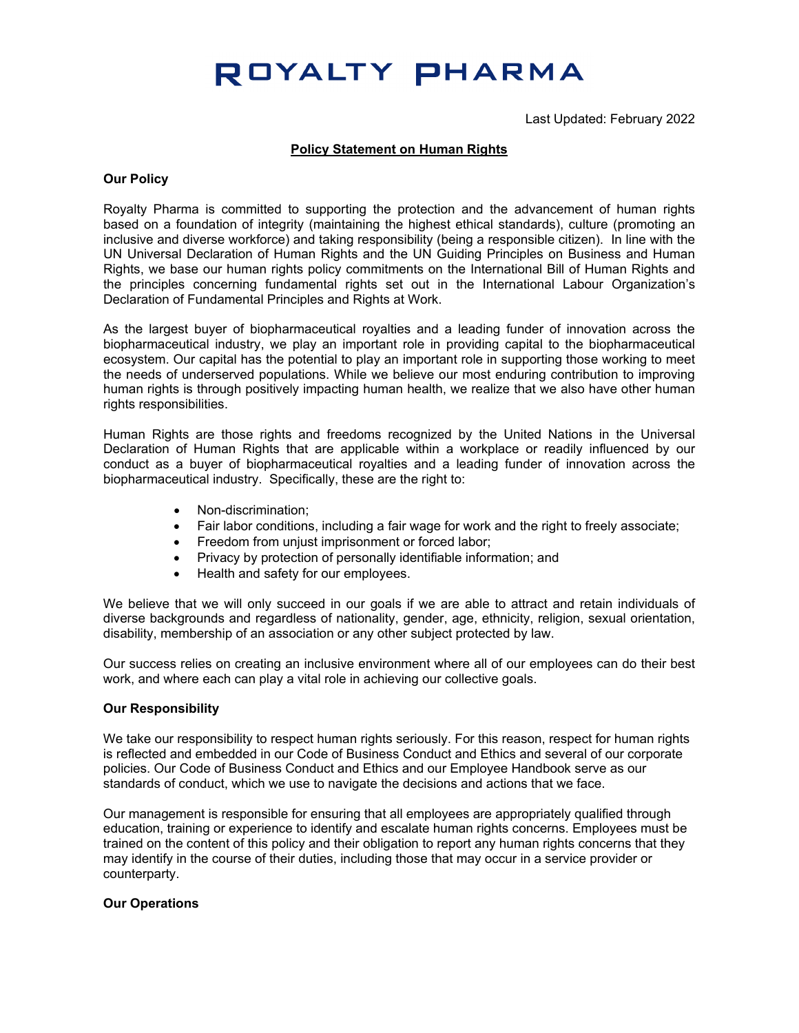# ROYALTY PHARMA

Last Updated: February 2022

## Policy Statement on Human Rights

### Our Policy

Royalty Pharma is committed to supporting the protection and the advancement of human rights based on a foundation of integrity (maintaining the highest ethical standards), culture (promoting an inclusive and diverse workforce) and taking responsibility (being a responsible citizen). In line with the UN Universal Declaration of Human Rights and the UN Guiding Principles on Business and Human Rights, we base our human rights policy commitments on the International Bill of Human Rights and the principles concerning fundamental rights set out in the International Labour Organization's Declaration of Fundamental Principles and Rights at Work.

As the largest buyer of biopharmaceutical royalties and a leading funder of innovation across the biopharmaceutical industry, we play an important role in providing capital to the biopharmaceutical ecosystem. Our capital has the potential to play an important role in supporting those working to meet the needs of underserved populations. While we believe our most enduring contribution to improving human rights is through positively impacting human health, we realize that we also have other human rights responsibilities.

Human Rights are those rights and freedoms recognized by the United Nations in the Universal Declaration of Human Rights that are applicable within a workplace or readily influenced by our conduct as a buyer of biopharmaceutical royalties and a leading funder of innovation across the biopharmaceutical industry. Specifically, these are the right to:

- Non-discrimination;
- Fair labor conditions, including a fair wage for work and the right to freely associate;
- Freedom from unjust imprisonment or forced labor;
- Privacy by protection of personally identifiable information; and
- Health and safety for our employees.

We believe that we will only succeed in our goals if we are able to attract and retain individuals of diverse backgrounds and regardless of nationality, gender, age, ethnicity, religion, sexual orientation, disability, membership of an association or any other subject protected by law.

Our success relies on creating an inclusive environment where all of our employees can do their best work, and where each can play a vital role in achieving our collective goals.

### Our Responsibility

We take our responsibility to respect human rights seriously. For this reason, respect for human rights is reflected and embedded in our Code of Business Conduct and Ethics and several of our corporate policies. Our Code of Business Conduct and Ethics and our Employee Handbook serve as our standards of conduct, which we use to navigate the decisions and actions that we face.

Our management is responsible for ensuring that all employees are appropriately qualified through education, training or experience to identify and escalate human rights concerns. Employees must be trained on the content of this policy and their obligation to report any human rights concerns that they may identify in the course of their duties, including those that may occur in a service provider or counterparty.

### Our Operations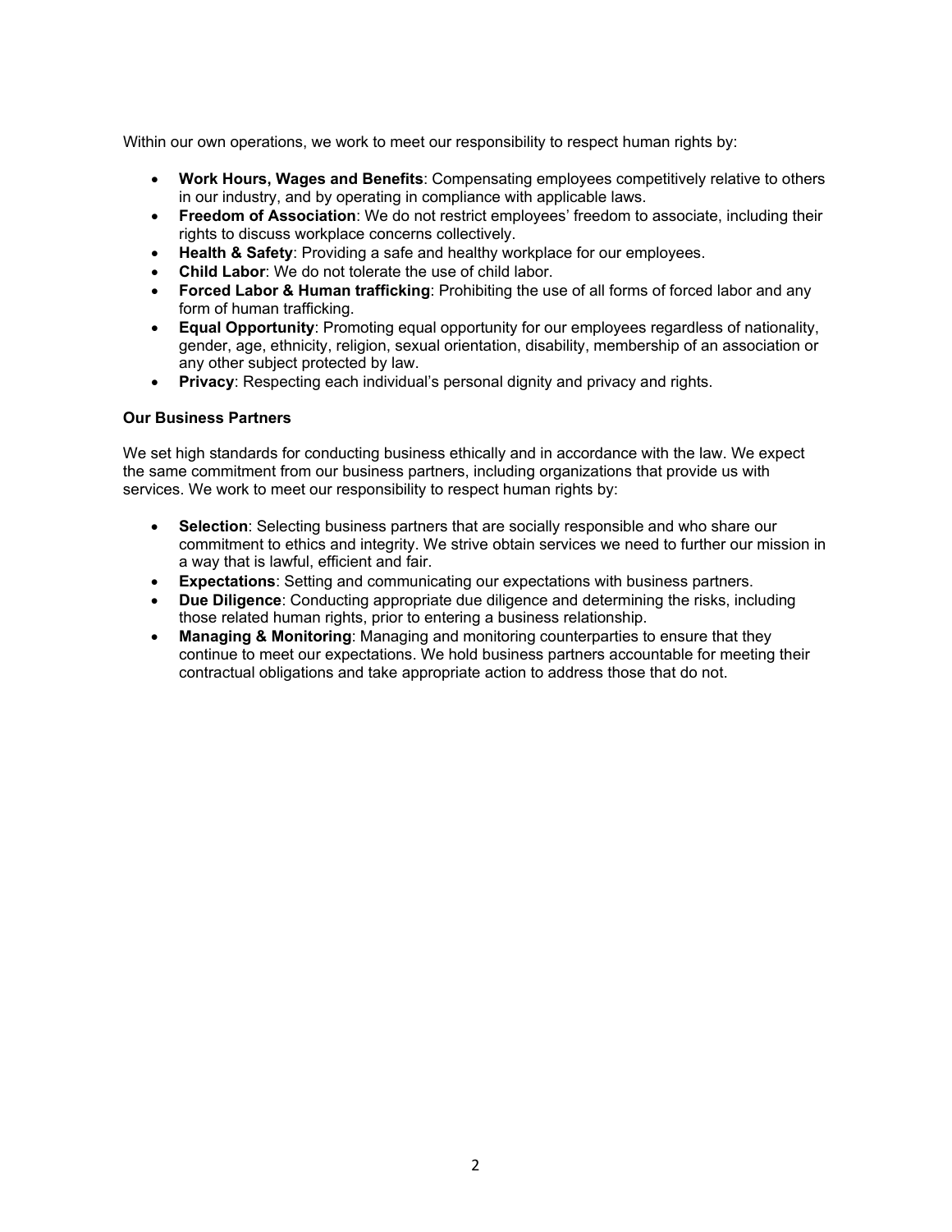Within our own operations, we work to meet our responsibility to respect human rights by:

- **Work Hours, Wages and Benefits**: Compensating employees competitively relative to others in our industry, and by operating in compliance with applicable laws.
- **Freedom of Association**: We do not restrict employees' freedom to associate, including their rights to discuss workplace concerns collectively.
- **Health & Safety**: Providing a safe and healthy workplace for our employees.
- **Child Labor**: We do not tolerate the use of child labor.
- **Forced Labor & Human trafficking**: Prohibiting the use of all forms of forced labor and any form of human trafficking.
- **Equal Opportunity**: Promoting equal opportunity for our employees regardless of nationality, gender, age, ethnicity, religion, sexual orientation, disability, membership of an association or any other subject protected by law.
- **Privacy**: Respecting each individual's personal dignity and privacy and rights.

**Our Business Partners**

We set high standards for conducting business ethically and in accordance with the law. We expect the same commitment from our business partners, including organizations that provide us with services. We work to meet our responsibility to respect human rights by:

- **Selection**: Selecting business partners that are socially responsible and who share our commitment to ethics and integrity. We strive obtain services we need to further our mission in a way that is lawful, efficient and fair.
- **Expectations**: Setting and communicating our expectations with business partners.
- **Due Diligence**: Conducting appropriate due diligence and determining the risks, including those related human rights, prior to entering a business relationship.
- **Managing & Monitoring**: Managing and monitoring counterparties to ensure that they continue to meet our expectations. We hold business partners accountable for meeting their contractual obligations and take appropriate action to address those that do not.